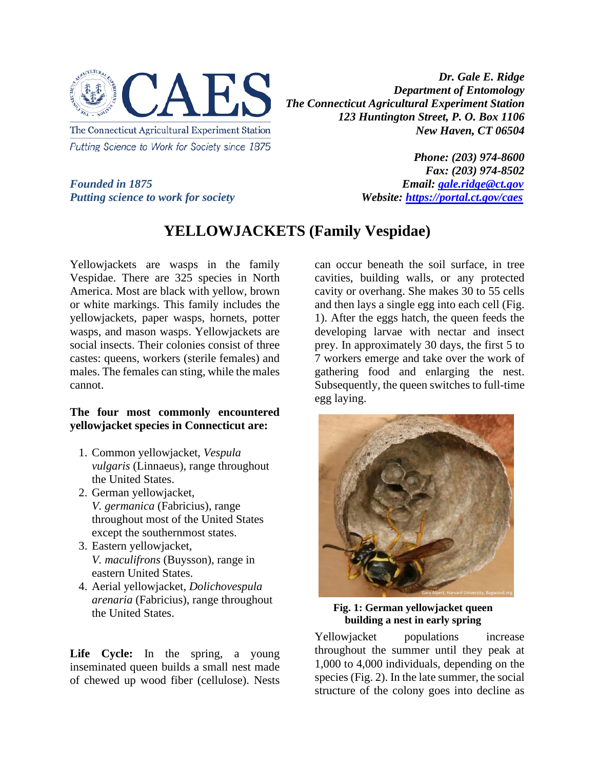The Connecticut Agricultural Experiment Station
*Putting Science to Work for Society since 1875*

***Founded in 1875***
***Putting science to work for society***

***Dr. Gale E. Ridge***
***Department of Entomology***
***The Connecticut Agricultural Experiment Station***
***123 Huntington Street, P. O. Box 1106***
***New Haven, CT 06504***

***Phone: (203) 974-8600***
***Fax: (203) 974-8502***
***Email: gale.ridge@ct.gov***
***Website: https://portal.ct.gov/caes***

# YELLOWJACKETS (Family Vespidae)

Yellowjackets are wasps in the family Vespidae. There are 325 species in North America. Most are black with yellow, brown or white markings. This family includes the yellowjackets, paper wasps, hornets, potter wasps, and mason wasps. Yellowjackets are social insects. Their colonies consist of three castes: queens, workers (sterile females) and males. The females can sting, while the males cannot.

**The four most commonly encountered yellowjacket species in Connecticut are:**

1. Common yellowjacket, *Vespula vulgaris* (Linnaeus), range throughout the United States.
2. German yellowjacket, *V. germanica* (Fabricius), range throughout most of the United States except the southernmost states.
3. Eastern yellowjacket, *V. maculifrons* (Buysson), range in eastern United States.
4. Aerial yellowjacket, *Dolichovespula arenaria* (Fabricius), range throughout the United States.

**Life Cycle:** In the spring, a young inseminated queen builds a small nest made of chewed up wood fiber (cellulose). Nests can occur beneath the soil surface, in tree cavities, building walls, or any protected cavity or overhang. She makes 30 to 55 cells and then lays a single egg into each cell (Fig. 1). After the eggs hatch, the queen feeds the developing larvae with nectar and insect prey. In approximately 30 days, the first 5 to 7 workers emerge and take over the work of gathering food and enlarging the nest. Subsequently, the queen switches to full-time egg laying.

**Fig. 1: German yellowjacket queen building a nest in early spring**

Yellowjacket populations increase throughout the summer until they peak at 1,000 to 4,000 individuals, depending on the species (Fig. 2). In the late summer, the social structure of the colony goes into decline as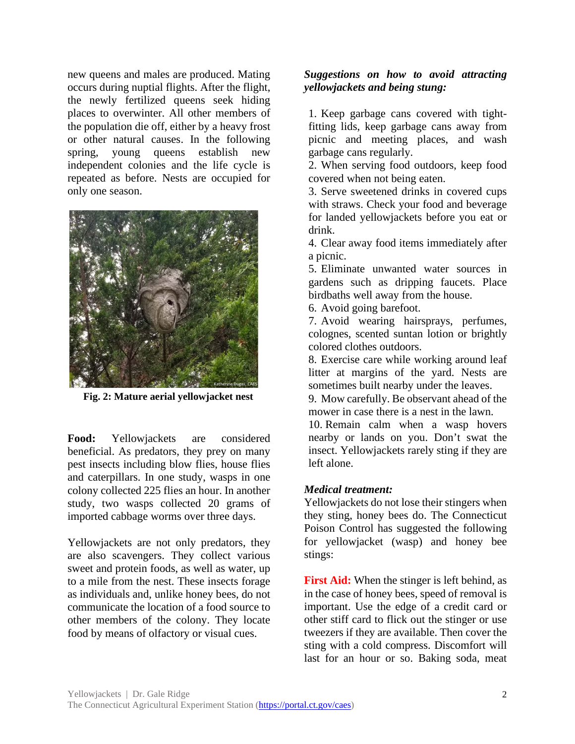new queens and males are produced. Mating occurs during nuptial flights. After the flight, the newly fertilized queens seek hiding places to overwinter. All other members of the population die off, either by a heavy frost or other natural causes. In the following spring, young queens establish new independent colonies and the life cycle is repeated as before. Nests are occupied for only one season.

**Fig. 2: Mature aerial yellowjacket nest**

**Food:** Yellowjackets are considered beneficial. As predators, they prey on many pest insects including blow flies, house flies and caterpillars. In one study, wasps in one colony collected 225 flies an hour. In another study, two wasps collected 20 grams of imported cabbage worms over three days.

Yellowjackets are not only predators, they are also scavengers. They collect various sweet and protein foods, as well as water, up to a mile from the nest. These insects forage as individuals and, unlike honey bees, do not communicate the location of a food source to other members of the colony. They locate food by means of olfactory or visual cues.

***Suggestions on how to avoid attracting yellowjackets and being stung:***

1. Keep garbage cans covered with tight-fitting lids, keep garbage cans away from picnic and meeting places, and wash garbage cans regularly.
2. When serving food outdoors, keep food covered when not being eaten.
3. Serve sweetened drinks in covered cups with straws. Check your food and beverage for landed yellowjackets before you eat or drink.
4. Clear away food items immediately after a picnic.
5. Eliminate unwanted water sources in gardens such as dripping faucets. Place birdbaths well away from the house.
6. Avoid going barefoot.
7. Avoid wearing hairsprays, perfumes, colognes, scented suntan lotion or brightly colored clothes outdoors.
8. Exercise care while working around leaf litter at margins of the yard. Nests are sometimes built nearby under the leaves.
9. Mow carefully. Be observant ahead of the mower in case there is a nest in the lawn.
10. Remain calm when a wasp hovers nearby or lands on you. Don't swat the insect. Yellowjackets rarely sting if they are left alone.

***Medical treatment:***

Yellowjackets do not lose their stingers when they sting, honey bees do. The Connecticut Poison Control has suggested the following for yellowjacket (wasp) and honey bee stings:

**First Aid:** When the stinger is left behind, as in the case of honey bees, speed of removal is important. Use the edge of a credit card or other stiff card to flick out the stinger or use tweezers if they are available. Then cover the sting with a cold compress. Discomfort will last for an hour or so. Baking soda, meat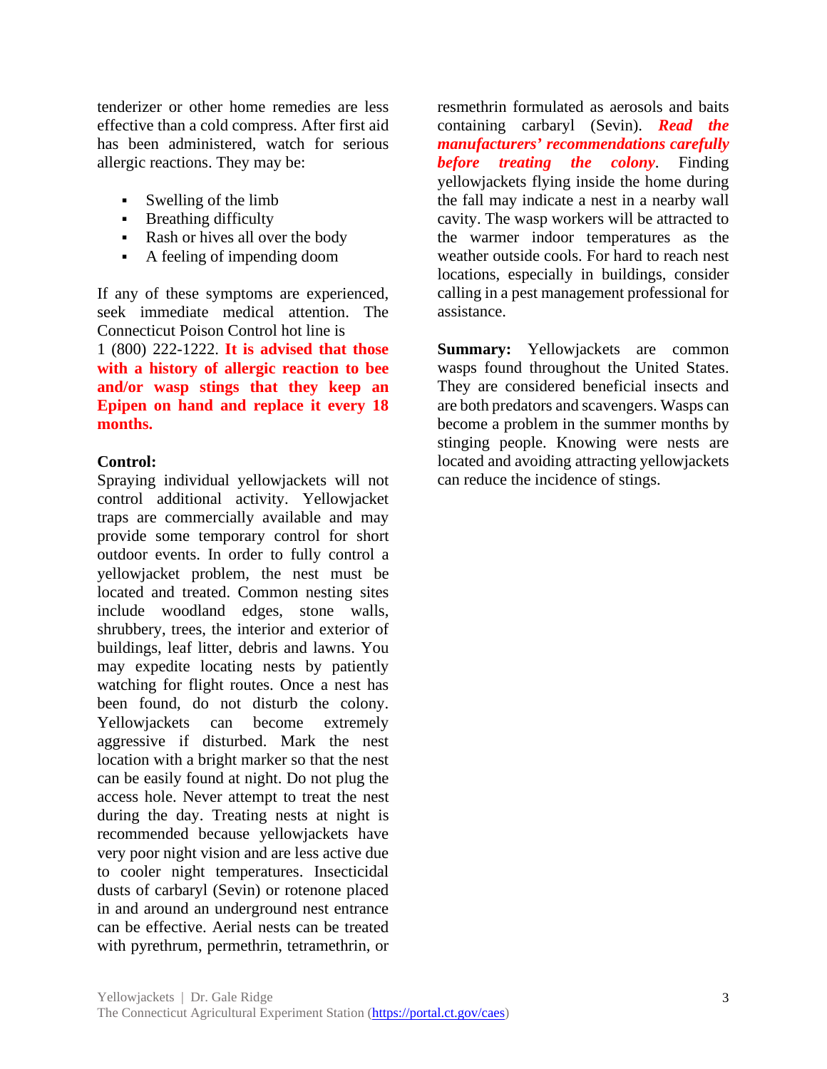tenderizer or other home remedies are less effective than a cold compress. After first aid has been administered, watch for serious allergic reactions. They may be:

- Swelling of the limb
- Breathing difficulty
- Rash or hives all over the body
- A feeling of impending doom

If any of these symptoms are experienced, seek immediate medical attention. The Connecticut Poison Control hot line is 1 (800) 222-1222. **It is advised that those with a history of allergic reaction to bee and/or wasp stings that they keep an Epipen on hand and replace it every 18 months.**

**Control:**

Spraying individual yellowjackets will not control additional activity. Yellowjacket traps are commercially available and may provide some temporary control for short outdoor events. In order to fully control a yellowjacket problem, the nest must be located and treated. Common nesting sites include woodland edges, stone walls, shrubbery, trees, the interior and exterior of buildings, leaf litter, debris and lawns. You may expedite locating nests by patiently watching for flight routes. Once a nest has been found, do not disturb the colony. Yellowjackets can become extremely aggressive if disturbed. Mark the nest location with a bright marker so that the nest can be easily found at night. Do not plug the access hole. Never attempt to treat the nest during the day. Treating nests at night is recommended because yellowjackets have very poor night vision and are less active due to cooler night temperatures. Insecticidal dusts of carbaryl (Sevin) or rotenone placed in and around an underground nest entrance can be effective. Aerial nests can be treated with pyrethrum, permethrin, tetramethrin, or resmethrin formulated as aerosols and baits containing carbaryl (Sevin). ***Read the manufacturers' recommendations carefully before treating the colony***. Finding yellowjackets flying inside the home during the fall may indicate a nest in a nearby wall cavity. The wasp workers will be attracted to the warmer indoor temperatures as the weather outside cools. For hard to reach nest locations, especially in buildings, consider calling in a pest management professional for assistance.

**Summary:** Yellowjackets are common wasps found throughout the United States. They are considered beneficial insects and are both predators and scavengers. Wasps can become a problem in the summer months by stinging people. Knowing were nests are located and avoiding attracting yellowjackets can reduce the incidence of stings.